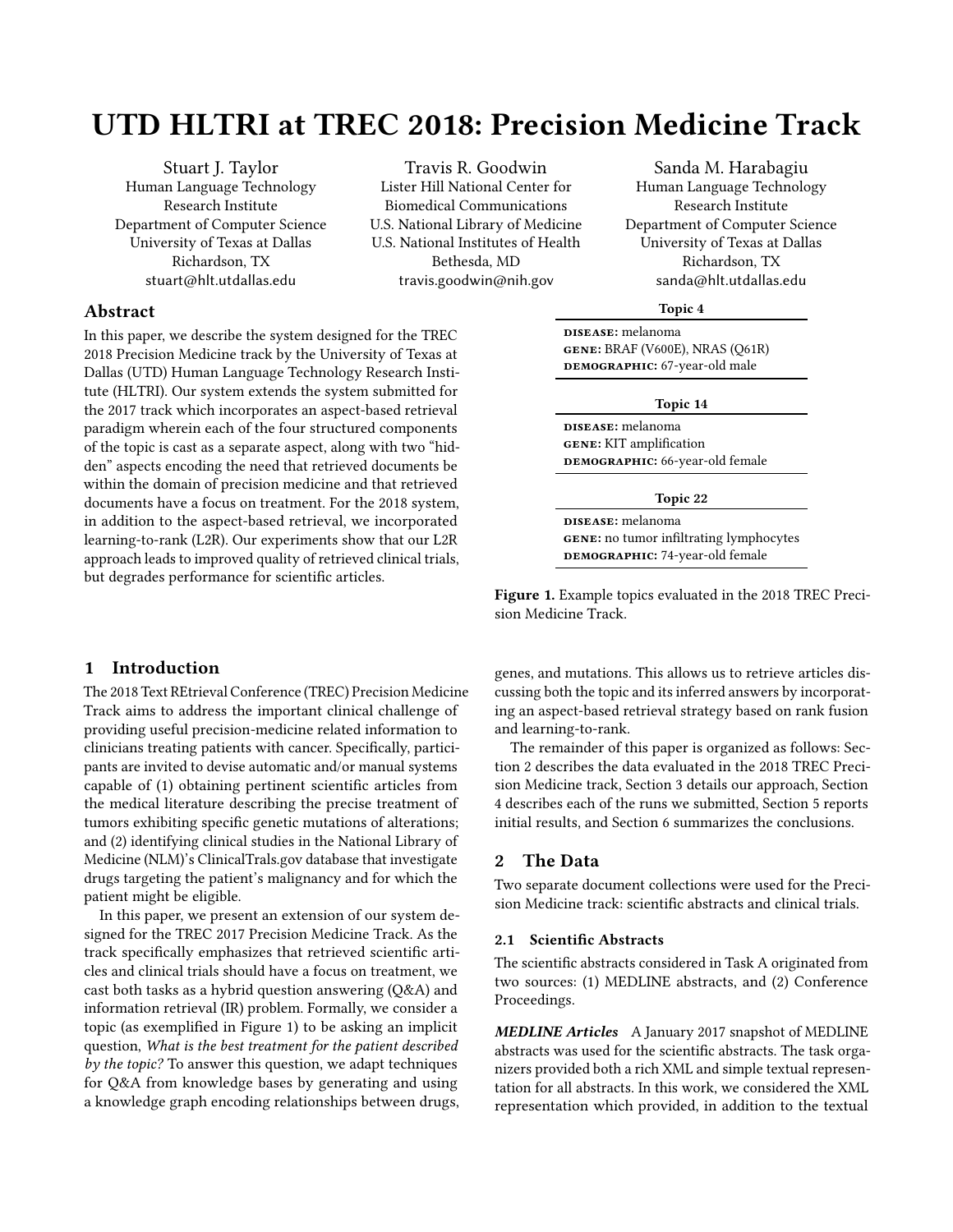# UTD HLTRI at TREC 2018: Precision Medicine Track

Stuart J. Taylor
Human Language Technology Research Institute
Department of Computer Science
University of Texas at Dallas
Richardson, TX
stuart@hlt.utdallas.edu

Travis R. Goodwin
Lister Hill National Center for Biomedical Communications
U.S. National Library of Medicine
U.S. National Institutes of Health
Bethesda, MD
travis.goodwin@nih.gov

Sanda M. Harabagiu
Human Language Technology Research Institute
Department of Computer Science
University of Texas at Dallas
Richardson, TX
sanda@hlt.utdallas.edu

## Abstract

In this paper, we describe the system designed for the TREC 2018 Precision Medicine track by the University of Texas at Dallas (UTD) Human Language Technology Research Institute (HLTRI). Our system extends the system submitted for the 2017 track which incorporates an aspect-based retrieval paradigm wherein each of the four structured components of the topic is cast as a separate aspect, along with two "hidden" aspects encoding the need that retrieved documents be within the domain of precision medicine and that retrieved documents have a focus on treatment. For the 2018 system, in addition to the aspect-based retrieval, we incorporated learning-to-rank (L2R). Our experiments show that our L2R approach leads to improved quality of retrieved clinical trials, but degrades performance for scientific articles.

| Topic 4 |
|---|
| DISEASE: melanoma |
| GENE: BRAF (V600E), NRAS (Q61R) |
| DEMOGRAPHIC: 67-year-old male |

| Topic 14 |
|---|
| DISEASE: melanoma |
| GENE: KIT amplification |
| DEMOGRAPHIC: 66-year-old female |

| Topic 22 |
|---|
| DISEASE: melanoma |
| GENE: no tumor infiltrating lymphocytes |
| DEMOGRAPHIC: 74-year-old female |

**Figure 1.** Example topics evaluated in the 2018 TREC Precision Medicine Track.

## 1 Introduction

The 2018 Text REtrieval Conference (TREC) Precision Medicine Track aims to address the important clinical challenge of providing useful precision-medicine related information to clinicians treating patients with cancer. Specifically, participants are invited to devise automatic and/or manual systems capable of (1) obtaining pertinent scientific articles from the medical literature describing the precise treatment of tumors exhibiting specific genetic mutations of alterations; and (2) identifying clinical studies in the National Library of Medicine (NLM)'s ClinicalTrals.gov database that investigate drugs targeting the patient's malignancy and for which the patient might be eligible.

In this paper, we present an extension of our system designed for the TREC 2017 Precision Medicine Track. As the track specifically emphasizes that retrieved scientific articles and clinical trials should have a focus on treatment, we cast both tasks as a hybrid question answering (Q&A) and information retrieval (IR) problem. Formally, we consider a topic (as exemplified in Figure 1) to be asking an implicit question, *What is the best treatment for the patient described by the topic?* To answer this question, we adapt techniques for Q&A from knowledge bases by generating and using a knowledge graph encoding relationships between drugs, genes, and mutations. This allows us to retrieve articles discussing both the topic and its inferred answers by incorporating an aspect-based retrieval strategy based on rank fusion and learning-to-rank.

The remainder of this paper is organized as follows: Section 2 describes the data evaluated in the 2018 TREC Precision Medicine track, Section 3 details our approach, Section 4 describes each of the runs we submitted, Section 5 reports initial results, and Section 6 summarizes the conclusions.

## 2 The Data

Two separate document collections were used for the Precision Medicine track: scientific abstracts and clinical trials.

### 2.1 Scientific Abstracts

The scientific abstracts considered in Task A originated from two sources: (1) MEDLINE abstracts, and (2) Conference Proceedings.

***MEDLINE Articles*** A January 2017 snapshot of MEDLINE abstracts was used for the scientific abstracts. The task organizers provided both a rich XML and simple textual representation for all abstracts. In this work, we considered the XML representation which provided, in addition to the textual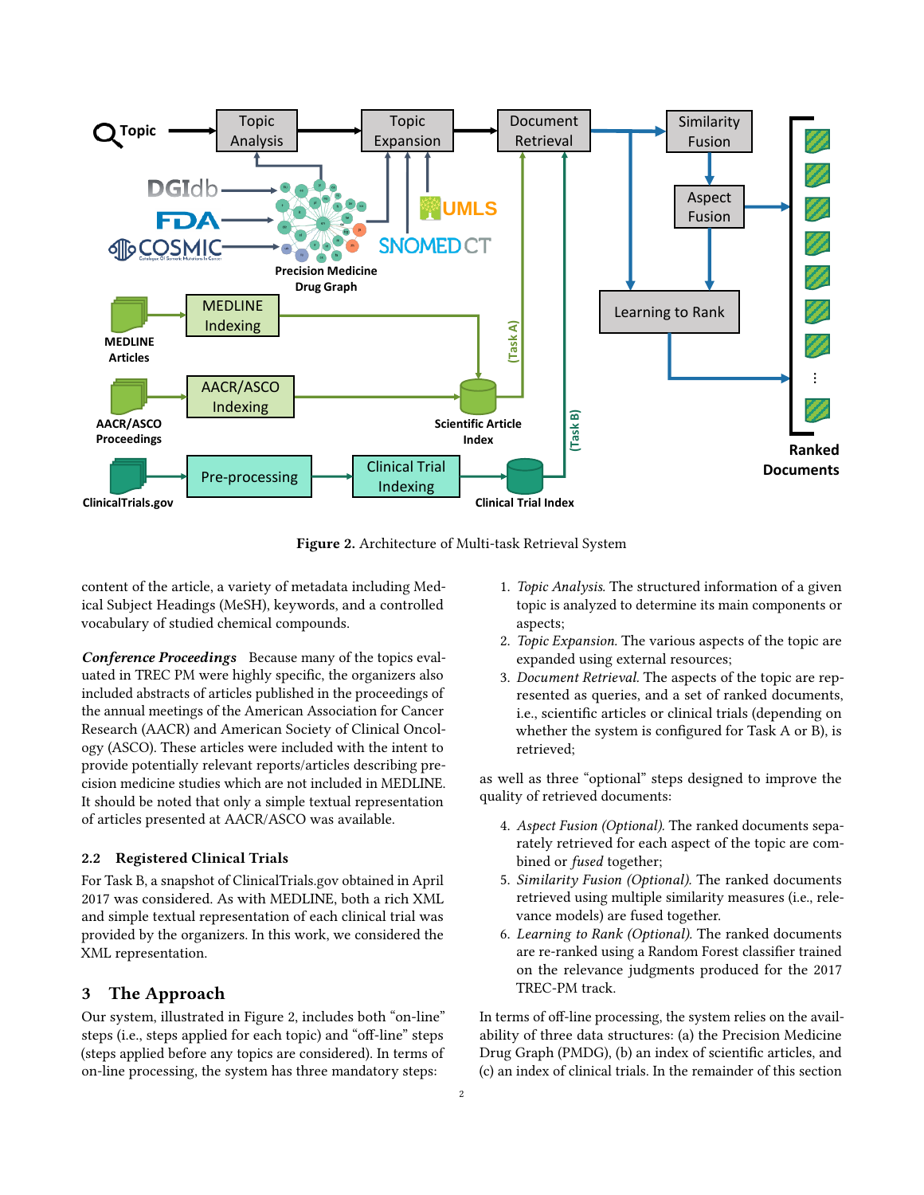Figure 2. Architecture of Multi-task Retrieval System

content of the article, a variety of metadata including Medical Subject Headings (MeSH), keywords, and a controlled vocabulary of studied chemical compounds.

***Conference Proceedings*** Because many of the topics evaluated in TREC PM were highly specific, the organizers also included abstracts of articles published in the proceedings of the annual meetings of the American Association for Cancer Research (AACR) and American Society of Clinical Oncology (ASCO). These articles were included with the intent to provide potentially relevant reports/articles describing precision medicine studies which are not included in MEDLINE. It should be noted that only a simple textual representation of articles presented at AACR/ASCO was available.

### 2.2 Registered Clinical Trials

For Task B, a snapshot of ClinicalTrials.gov obtained in April 2017 was considered. As with MEDLINE, both a rich XML and simple textual representation of each clinical trial was provided by the organizers. In this work, we considered the XML representation.

## 3 The Approach

Our system, illustrated in Figure 2, includes both "on-line" steps (i.e., steps applied for each topic) and "off-line" steps (steps applied before any topics are considered). In terms of on-line processing, the system has three mandatory steps:

1. *Topic Analysis.* The structured information of a given topic is analyzed to determine its main components or aspects;
2. *Topic Expansion.* The various aspects of the topic are expanded using external resources;
3. *Document Retrieval.* The aspects of the topic are represented as queries, and a set of ranked documents, i.e., scientific articles or clinical trials (depending on whether the system is configured for Task A or B), is retrieved;

as well as three "optional" steps designed to improve the quality of retrieved documents:

4. *Aspect Fusion (Optional).* The ranked documents separately retrieved for each aspect of the topic are combined or *fused* together;
5. *Similarity Fusion (Optional).* The ranked documents retrieved using multiple similarity measures (i.e., relevance models) are fused together.
6. *Learning to Rank (Optional).* The ranked documents are re-ranked using a Random Forest classifier trained on the relevance judgments produced for the 2017 TREC-PM track.

In terms of off-line processing, the system relies on the availability of three data structures: (a) the Precision Medicine Drug Graph (PMDG), (b) an index of scientific articles, and (c) an index of clinical trials. In the remainder of this section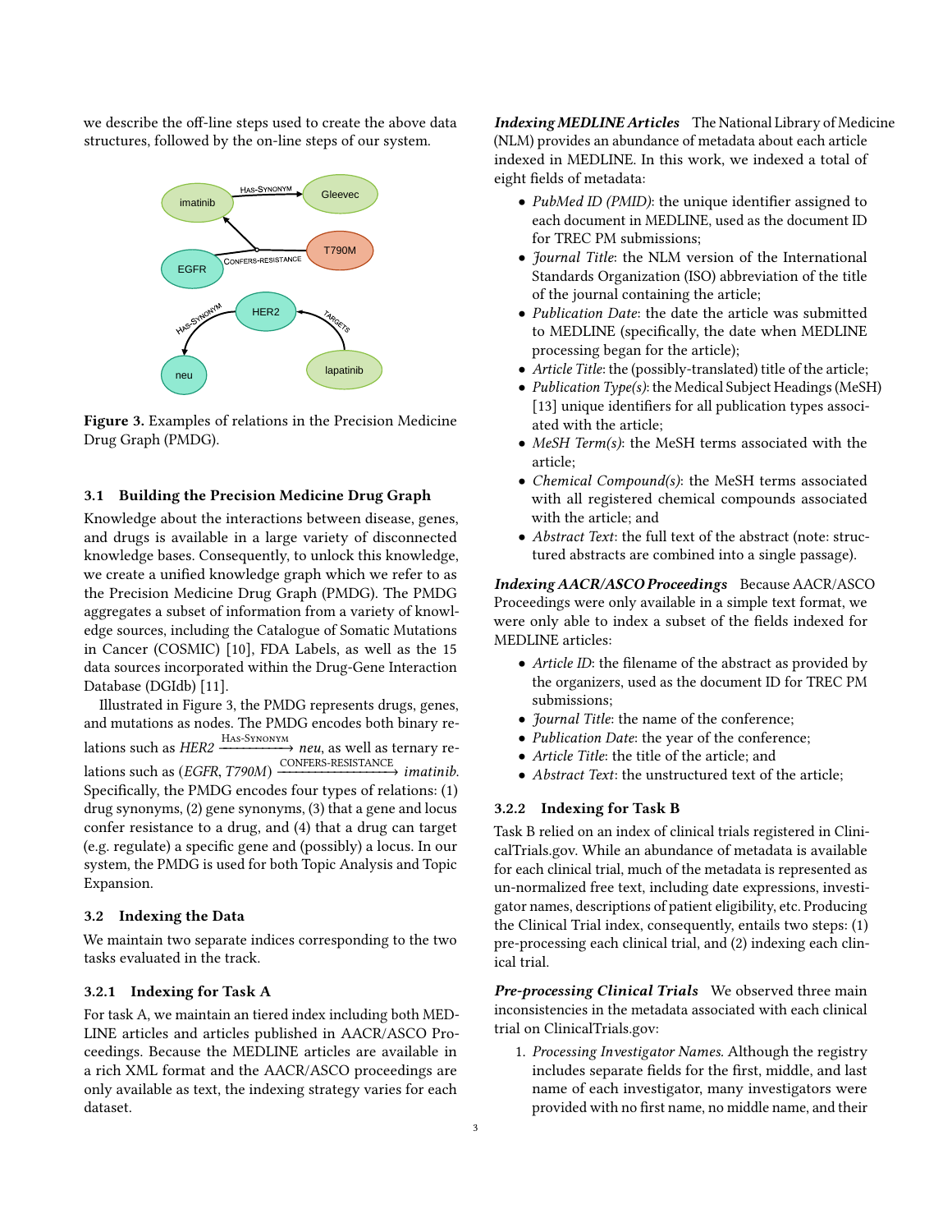we describe the off-line steps used to create the above data structures, followed by the on-line steps of our system.

**Figure 3.** Examples of relations in the Precision Medicine Drug Graph (PMDG).

### 3.1 Building the Precision Medicine Drug Graph

Knowledge about the interactions between disease, genes, and drugs is available in a large variety of disconnected knowledge bases. Consequently, to unlock this knowledge, we create a unified knowledge graph which we refer to as the Precision Medicine Drug Graph (PMDG). The PMDG aggregates a subset of information from a variety of knowledge sources, including the Catalogue of Somatic Mutations in Cancer (COSMIC) [10], FDA Labels, as well as the 15 data sources incorporated within the Drug-Gene Interaction Database (DGIdb) [11].

Illustrated in Figure 3, the PMDG represents drugs, genes, and mutations as nodes. The PMDG encodes both binary relations such as *HER2* $\xrightarrow{\text{HAS-SYNONYM}}$ *neu*, as well as ternary relations such as (*EGFR*, *T790M*) $\xrightarrow{\text{CONFERS-RESISTANCE}}$ *imatinib*. Specifically, the PMDG encodes four types of relations: (1) drug synonyms, (2) gene synonyms, (3) that a gene and locus confer resistance to a drug, and (4) that a drug can target (e.g. regulate) a specific gene and (possibly) a locus. In our system, the PMDG is used for both Topic Analysis and Topic Expansion.

### 3.2 Indexing the Data

We maintain two separate indices corresponding to the two tasks evaluated in the track.

#### 3.2.1 Indexing for Task A

For task A, we maintain an tiered index including both MEDLINE articles and articles published in AACR/ASCO Proceedings. Because the MEDLINE articles are available in a rich XML format and the AACR/ASCO proceedings are only available as text, the indexing strategy varies for each dataset.

***Indexing MEDLINE Articles*** The National Library of Medicine (NLM) provides an abundance of metadata about each article indexed in MEDLINE. In this work, we indexed a total of eight fields of metadata:

- *PubMed ID (PMID)*: the unique identifier assigned to each document in MEDLINE, used as the document ID for TREC PM submissions;
- *Journal Title*: the NLM version of the International Standards Organization (ISO) abbreviation of the title of the journal containing the article;
- *Publication Date*: the date the article was submitted to MEDLINE (specifically, the date when MEDLINE processing began for the article);
- *Article Title*: the (possibly-translated) title of the article;
- *Publication Type(s)*: the Medical Subject Headings (MeSH) [13] unique identifiers for all publication types associated with the article;
- *MeSH Term(s)*: the MeSH terms associated with the article;
- *Chemical Compound(s)*: the MeSH terms associated with all registered chemical compounds associated with the article; and
- *Abstract Text*: the full text of the abstract (note: structured abstracts are combined into a single passage).

***Indexing AACR/ASCO Proceedings*** Because AACR/ASCO Proceedings were only available in a simple text format, we were only able to index a subset of the fields indexed for MEDLINE articles:

- *Article ID*: the filename of the abstract as provided by the organizers, used as the document ID for TREC PM submissions;
- *Journal Title*: the name of the conference;
- *Publication Date*: the year of the conference;
- *Article Title*: the title of the article; and
- *Abstract Text*: the unstructured text of the article;

#### 3.2.2 Indexing for Task B

Task B relied on an index of clinical trials registered in ClinicalTrials.gov. While an abundance of metadata is available for each clinical trial, much of the metadata is represented as un-normalized free text, including date expressions, investigator names, descriptions of patient eligibility, etc. Producing the Clinical Trial index, consequently, entails two steps: (1) pre-processing each clinical trial, and (2) indexing each clinical trial.

***Pre-processing Clinical Trials*** We observed three main inconsistencies in the metadata associated with each clinical trial on ClinicalTrials.gov:

1. *Processing Investigator Names.* Although the registry includes separate fields for the first, middle, and last name of each investigator, many investigators were provided with no first name, no middle name, and their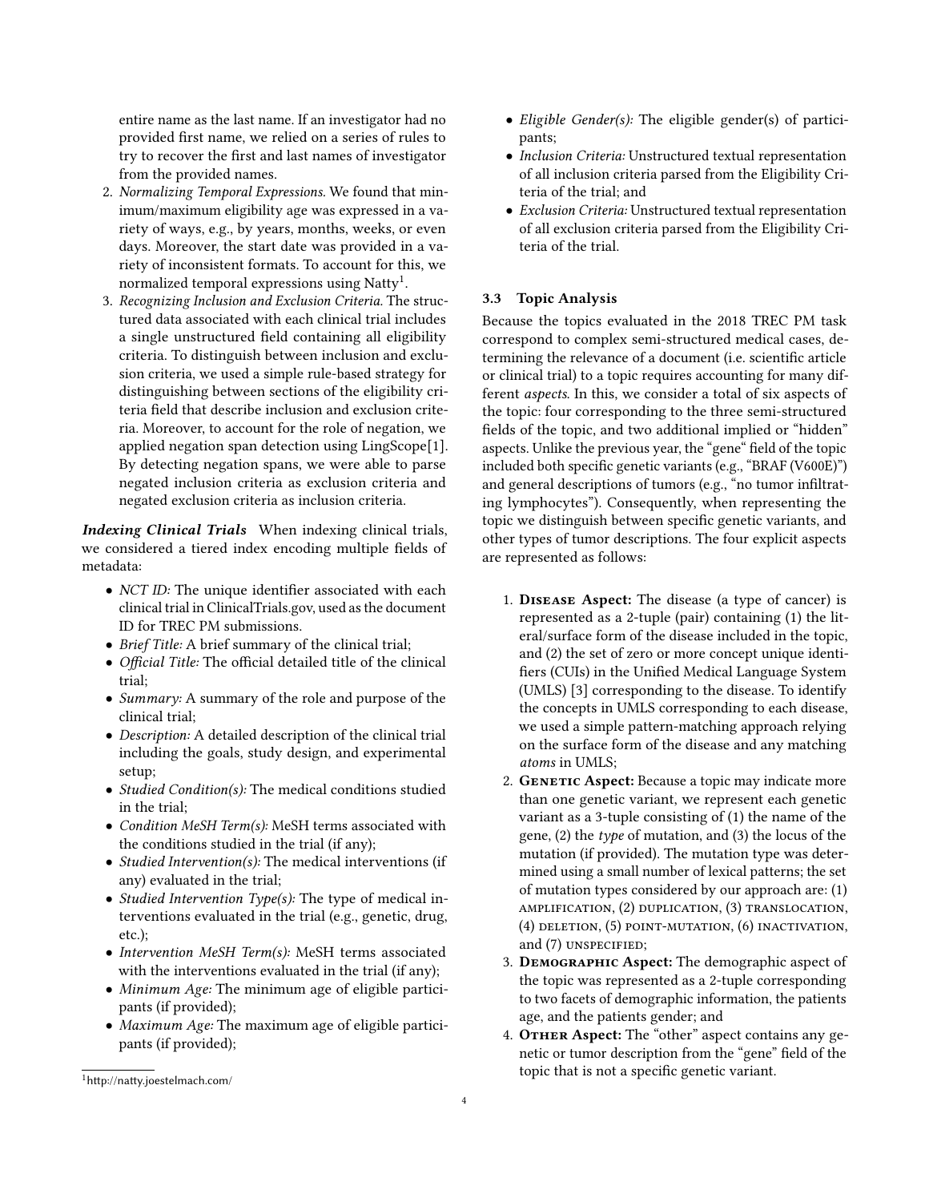entire name as the last name. If an investigator had no provided first name, we relied on a series of rules to try to recover the first and last names of investigator from the provided names.

2. *Normalizing Temporal Expressions.* We found that minimum/maximum eligibility age was expressed in a variety of ways, e.g., by years, months, weeks, or even days. Moreover, the start date was provided in a variety of inconsistent formats. To account for this, we normalized temporal expressions using Natty[1].
3. *Recognizing Inclusion and Exclusion Criteria.* The structured data associated with each clinical trial includes a single unstructured field containing all eligibility criteria. To distinguish between inclusion and exclusion criteria, we used a simple rule-based strategy for distinguishing between sections of the eligibility criteria field that describe inclusion and exclusion criteria. Moreover, to account for the role of negation, we applied negation span detection using LingScope[1]. By detecting negation spans, we were able to parse negated inclusion criteria as exclusion criteria and negated exclusion criteria as inclusion criteria.

***Indexing Clinical Trials*** When indexing clinical trials, we considered a tiered index encoding multiple fields of metadata:

- *NCT ID:* The unique identifier associated with each clinical trial in ClinicalTrials.gov, used as the document ID for TREC PM submissions.
- *Brief Title:* A brief summary of the clinical trial;
- *Official Title:* The official detailed title of the clinical trial;
- *Summary:* A summary of the role and purpose of the clinical trial;
- *Description:* A detailed description of the clinical trial including the goals, study design, and experimental setup;
- *Studied Condition(s):* The medical conditions studied in the trial;
- *Condition MeSH Term(s):* MeSH terms associated with the conditions studied in the trial (if any);
- *Studied Intervention(s):* The medical interventions (if any) evaluated in the trial;
- *Studied Intervention Type(s):* The type of medical interventions evaluated in the trial (e.g., genetic, drug, etc.);
- *Intervention MeSH Term(s):* MeSH terms associated with the interventions evaluated in the trial (if any);
- *Minimum Age:* The minimum age of eligible participants (if provided);
- *Maximum Age:* The maximum age of eligible participants (if provided);
- *Eligible Gender(s):* The eligible gender(s) of participants;
- *Inclusion Criteria:* Unstructured textual representation of all inclusion criteria parsed from the Eligibility Criteria of the trial; and
- *Exclusion Criteria:* Unstructured textual representation of all exclusion criteria parsed from the Eligibility Criteria of the trial.

### 3.3 Topic Analysis

Because the topics evaluated in the 2018 TREC PM task correspond to complex semi-structured medical cases, determining the relevance of a document (i.e. scientific article or clinical trial) to a topic requires accounting for many different *aspects*. In this, we consider a total of six aspects of the topic: four corresponding to the three semi-structured fields of the topic, and two additional implied or "hidden" aspects. Unlike the previous year, the "gene" field of the topic included both specific genetic variants (e.g., "BRAF (V600E)") and general descriptions of tumors (e.g., "no tumor infiltrating lymphocytes"). Consequently, when representing the topic we distinguish between specific genetic variants, and other types of tumor descriptions. The four explicit aspects are represented as follows:

1. **Disease Aspect:** The disease (a type of cancer) is represented as a 2-tuple (pair) containing (1) the literal/surface form of the disease included in the topic, and (2) the set of zero or more concept unique identifiers (CUIs) in the Unified Medical Language System (UMLS) [3] corresponding to the disease. To identify the concepts in UMLS corresponding to each disease, we used a simple pattern-matching approach relying on the surface form of the disease and any matching *atoms* in UMLS;
2. **Genetic Aspect:** Because a topic may indicate more than one genetic variant, we represent each genetic variant as a 3-tuple consisting of (1) the name of the gene, (2) the *type* of mutation, and (3) the locus of the mutation (if provided). The mutation type was determined using a small number of lexical patterns; the set of mutation types considered by our approach are: (1) AMPLIFICATION, (2) DUPLICATION, (3) TRANSLOCATION, (4) DELETION, (5) POINT-MUTATION, (6) INACTIVATION, and (7) UNSPECIFIED;
3. **Demographic Aspect:** The demographic aspect of the topic was represented as a 2-tuple corresponding to two facets of demographic information, the patients age, and the patients gender; and
4. **Other Aspect:** The "other" aspect contains any genetic or tumor description from the "gene" field of the topic that is not a specific genetic variant.

[1] http://natty.joestelmach.com/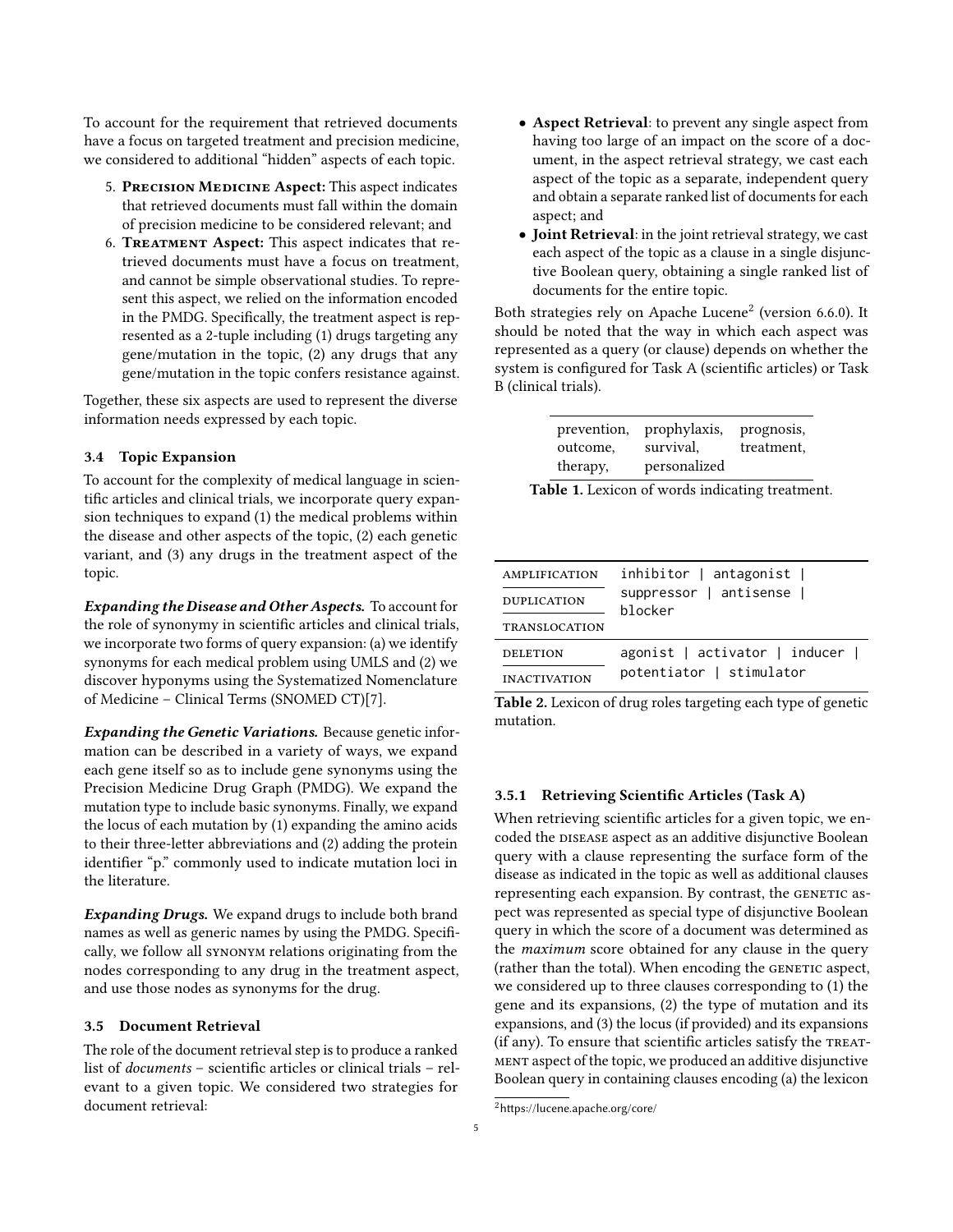To account for the requirement that retrieved documents have a focus on targeted treatment and precision medicine, we considered to additional "hidden" aspects of each topic.

5. **Precision Medicine Aspect:** This aspect indicates that retrieved documents must fall within the domain of precision medicine to be considered relevant; and
6. **Treatment Aspect:** This aspect indicates that retrieved documents must have a focus on treatment, and cannot be simple observational studies. To represent this aspect, we relied on the information encoded in the PMDG. Specifically, the treatment aspect is represented as a 2-tuple including (1) drugs targeting any gene/mutation in the topic, (2) any drugs that any gene/mutation in the topic confers resistance against.

Together, these six aspects are used to represent the diverse information needs expressed by each topic.

### 3.4 Topic Expansion

To account for the complexity of medical language in scientific articles and clinical trials, we incorporate query expansion techniques to expand (1) the medical problems within the disease and other aspects of the topic, (2) each genetic variant, and (3) any drugs in the treatment aspect of the topic.

***Expanding the Disease and Other Aspects.*** To account for the role of synonymy in scientific articles and clinical trials, we incorporate two forms of query expansion: (a) we identify synonyms for each medical problem using UMLS and (2) we discover hyponyms using the Systematized Nomenclature of Medicine – Clinical Terms (SNOMED CT)[7].

***Expanding the Genetic Variations.*** Because genetic information can be described in a variety of ways, we expand each gene itself so as to include gene synonyms using the Precision Medicine Drug Graph (PMDG). We expand the mutation type to include basic synonyms. Finally, we expand the locus of each mutation by (1) expanding the amino acids to their three-letter abbreviations and (2) adding the protein identifier "p." commonly used to indicate mutation loci in the literature.

***Expanding Drugs.*** We expand drugs to include both brand names as well as generic names by using the PMDG. Specifically, we follow all SYNONYM relations originating from the nodes corresponding to any drug in the treatment aspect, and use those nodes as synonyms for the drug.

### 3.5 Document Retrieval

The role of the document retrieval step is to produce a ranked list of *documents* – scientific articles or clinical trials – relevant to a given topic. We considered two strategies for document retrieval:

- **Aspect Retrieval**: to prevent any single aspect from having too large of an impact on the score of a document, in the aspect retrieval strategy, we cast each aspect of the topic as a separate, independent query and obtain a separate ranked list of documents for each aspect; and
- **Joint Retrieval**: in the joint retrieval strategy, we cast each aspect of the topic as a clause in a single disjunctive Boolean query, obtaining a single ranked list of documents for the entire topic.

Both strategies rely on Apache Lucene[2] (version 6.6.0). It should be noted that the way in which each aspect was represented as a query (or clause) depends on whether the system is configured for Task A (scientific articles) or Task B (clinical trials).

| | | |
|---|---|---|
| prevention, | prophylaxis, | prognosis, |
| outcome, | survival, | treatment, |
| therapy, | personalized | |

**Table 1.** Lexicon of words indicating treatment.

| | |
|---|---|
| AMPLIFICATION, DUPLICATION, TRANSLOCATION | inhibitor \| antagonist \| suppressor \| antisense \| blocker |
| DELETION, INACTIVATION | agonist \| activator \| inducer \| potentiator \| stimulator |

**Table 2.** Lexicon of drug roles targeting each type of genetic mutation.

#### 3.5.1 Retrieving Scientific Articles (Task A)

When retrieving scientific articles for a given topic, we encoded the DISEASE aspect as an additive disjunctive Boolean query with a clause representing the surface form of the disease as indicated in the topic as well as additional clauses representing each expansion. By contrast, the GENETIC aspect was represented as special type of disjunctive Boolean query in which the score of a document was determined as the *maximum* score obtained for any clause in the query (rather than the total). When encoding the GENETIC aspect, we considered up to three clauses corresponding to (1) the gene and its expansions, (2) the type of mutation and its expansions, and (3) the locus (if provided) and its expansions (if any). To ensure that scientific articles satisfy the TREATMENT aspect of the topic, we produced an additive disjunctive Boolean query in containing clauses encoding (a) the lexicon

[2] https://lucene.apache.org/core/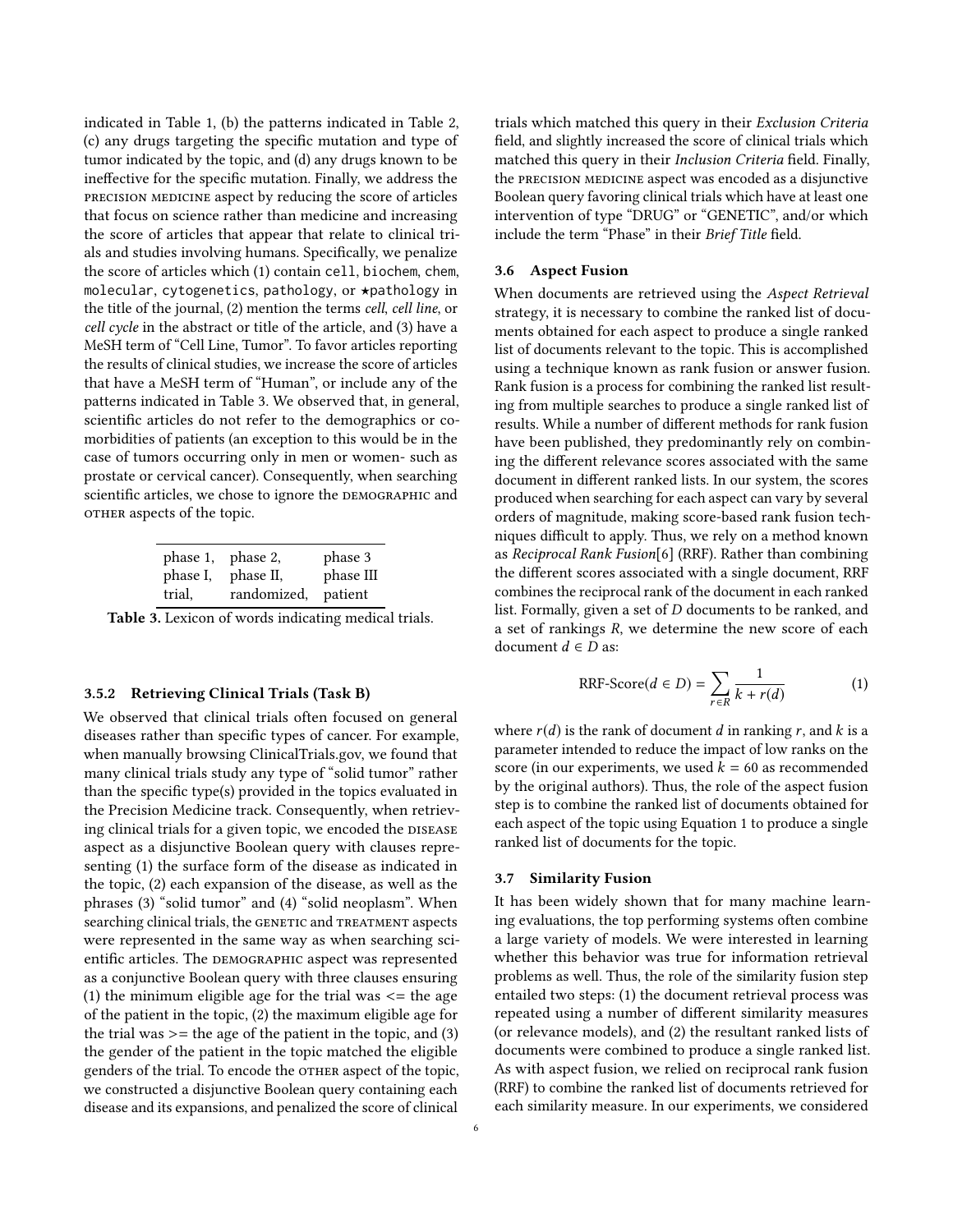indicated in Table 1, (b) the patterns indicated in Table 2, (c) any drugs targeting the specific mutation and type of tumor indicated by the topic, and (d) any drugs known to be ineffective for the specific mutation. Finally, we address the PRECISION MEDICINE aspect by reducing the score of articles that focus on science rather than medicine and increasing the score of articles that appear that relate to clinical trials and studies involving humans. Specifically, we penalize the score of articles which (1) contain `cell`, `biochem`, `chem`, `molecular`, `cytogenetics`, `pathology`, or `★pathology` in the title of the journal, (2) mention the terms *cell*, *cell line*, or *cell cycle* in the abstract or title of the article, and (3) have a MeSH term of "Cell Line, Tumor". To favor articles reporting the results of clinical studies, we increase the score of articles that have a MeSH term of "Human", or include any of the patterns indicated in Table 3. We observed that, in general, scientific articles do not refer to the demographics or co-morbidities of patients (an exception to this would be in the case of tumors occurring only in men or women- such as prostate or cervical cancer). Consequently, when searching scientific articles, we chose to ignore the DEMOGRAPHIC and OTHER aspects of the topic.

| | | |
|---|---|---|
| phase 1, | phase 2, | phase 3 |
| phase I, | phase II, | phase III |
| trial, | randomized, | patient |

**Table 3.** Lexicon of words indicating medical trials.

#### 3.5.2 Retrieving Clinical Trials (Task B)

We observed that clinical trials often focused on general diseases rather than specific types of cancer. For example, when manually browsing ClinicalTrials.gov, we found that many clinical trials study any type of "solid tumor" rather than the specific type(s) provided in the topics evaluated in the Precision Medicine track. Consequently, when retrieving clinical trials for a given topic, we encoded the DISEASE aspect as a disjunctive Boolean query with clauses representing (1) the surface form of the disease as indicated in the topic, (2) each expansion of the disease, as well as the phrases (3) "solid tumor" and (4) "solid neoplasm". When searching clinical trials, the GENETIC and TREATMENT aspects were represented in the same way as when searching scientific articles. The DEMOGRAPHIC aspect was represented as a conjunctive Boolean query with three clauses ensuring (1) the minimum eligible age for the trial was <= the age of the patient in the topic, (2) the maximum eligible age for the trial was >= the age of the patient in the topic, and (3) the gender of the patient in the topic matched the eligible genders of the trial. To encode the OTHER aspect of the topic, we constructed a disjunctive Boolean query containing each disease and its expansions, and penalized the score of clinical trials which matched this query in their *Exclusion Criteria* field, and slightly increased the score of clinical trials which matched this query in their *Inclusion Criteria* field. Finally, the PRECISION MEDICINE aspect was encoded as a disjunctive Boolean query favoring clinical trials which have at least one intervention of type "DRUG" or "GENETIC", and/or which include the term "Phase" in their *Brief Title* field.

### 3.6 Aspect Fusion

When documents are retrieved using the *Aspect Retrieval* strategy, it is necessary to combine the ranked list of documents obtained for each aspect to produce a single ranked list of documents relevant to the topic. This is accomplished using a technique known as rank fusion or answer fusion. Rank fusion is a process for combining the ranked list resulting from multiple searches to produce a single ranked list of results. While a number of different methods for rank fusion have been published, they predominantly rely on combining the different relevance scores associated with the same document in different ranked lists. In our system, the scores produced when searching for each aspect can vary by several orders of magnitude, making score-based rank fusion techniques difficult to apply. Thus, we rely on a method known as *Reciprocal Rank Fusion*[6] (RRF). Rather than combining the different scores associated with a single document, RRF combines the reciprocal rank of the document in each ranked list. Formally, given a set of $D$ documents to be ranked, and a set of rankings $R$, we determine the new score of each document $d \in D$ as:

$$\text{RRF-Score}(d \in D) = \sum_{r \in R} \frac{1}{k + r(d)} \tag{1}$$

where $r(d)$ is the rank of document $d$ in ranking $r$, and $k$ is a parameter intended to reduce the impact of low ranks on the score (in our experiments, we used $k = 60$ as recommended by the original authors). Thus, the role of the aspect fusion step is to combine the ranked list of documents obtained for each aspect of the topic using Equation 1 to produce a single ranked list of documents for the topic.

### 3.7 Similarity Fusion

It has been widely shown that for many machine learning evaluations, the top performing systems often combine a large variety of models. We were interested in learning whether this behavior was true for information retrieval problems as well. Thus, the role of the similarity fusion step entailed two steps: (1) the document retrieval process was repeated using a number of different similarity measures (or relevance models), and (2) the resultant ranked lists of documents were combined to produce a single ranked list. As with aspect fusion, we relied on reciprocal rank fusion (RRF) to combine the ranked list of documents retrieved for each similarity measure. In our experiments, we considered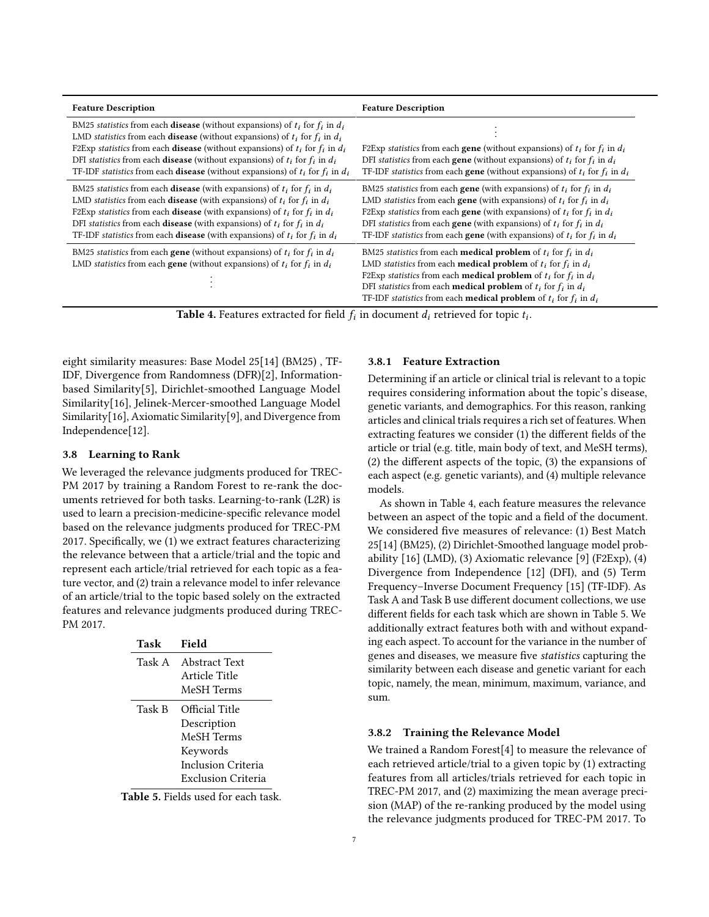| Feature Description | Feature Description |
|---|---|
| BM25 *statistics* from each **disease** (without expansions) of $t_i$ for $f_i$ in $d_i$ | ⋮ |
| LMD *statistics* from each **disease** (without expansions) of $t_i$ for $f_i$ in $d_i$ | |
| F2Exp *statistics* from each **disease** (without expansions) of $t_i$ for $f_i$ in $d_i$ | F2Exp *statistics* from each **gene** (without expansions) of $t_i$ for $f_i$ in $d_i$ |
| DFI *statistics* from each **disease** (without expansions) of $t_i$ for $f_i$ in $d_i$ | DFI *statistics* from each **gene** (without expansions) of $t_i$ for $f_i$ in $d_i$ |
| TF-IDF *statistics* from each **disease** (without expansions) of $t_i$ for $f_i$ in $d_i$ | TF-IDF *statistics* from each **gene** (without expansions) of $t_i$ for $f_i$ in $d_i$ |
| BM25 *statistics* from each **disease** (with expansions) of $t_i$ for $f_i$ in $d_i$ | BM25 *statistics* from each **gene** (with expansions) of $t_i$ for $f_i$ in $d_i$ |
| LMD *statistics* from each **disease** (with expansions) of $t_i$ for $f_i$ in $d_i$ | LMD *statistics* from each **gene** (with expansions) of $t_i$ for $f_i$ in $d_i$ |
| F2Exp *statistics* from each **disease** (with expansions) of $t_i$ for $f_i$ in $d_i$ | F2Exp *statistics* from each **gene** (with expansions) of $t_i$ for $f_i$ in $d_i$ |
| DFI *statistics* from each **disease** (with expansions) of $t_i$ for $f_i$ in $d_i$ | DFI *statistics* from each **gene** (with expansions) of $t_i$ for $f_i$ in $d_i$ |
| TF-IDF *statistics* from each **disease** (with expansions) of $t_i$ for $f_i$ in $d_i$ | TF-IDF *statistics* from each **gene** (with expansions) of $t_i$ for $f_i$ in $d_i$ |
| BM25 *statistics* from each **gene** (without expansions) of $t_i$ for $f_i$ in $d_i$ | BM25 *statistics* from each **medical problem** of $t_i$ for $f_i$ in $d_i$ |
| LMD *statistics* from each **gene** (without expansions) of $t_i$ for $f_i$ in $d_i$ | LMD *statistics* from each **medical problem** of $t_i$ for $f_i$ in $d_i$ |
| ⋮ | F2Exp *statistics* from each **medical problem** of $t_i$ for $f_i$ in $d_i$ |
| | DFI *statistics* from each **medical problem** of $t_i$ for $f_i$ in $d_i$ |
| | TF-IDF *statistics* from each **medical problem** of $t_i$ for $f_i$ in $d_i$ |

**Table 4.** Features extracted for field $f_i$ in document $d_i$ retrieved for topic $t_i$.

eight similarity measures: Base Model 25[14] (BM25) , TF-IDF, Divergence from Randomness (DFR)[2], Information-based Similarity[5], Dirichlet-smoothed Language Model Similarity[16], Jelinek-Mercer-smoothed Language Model Similarity[16], Axiomatic Similarity[9], and Divergence from Independence[12].

### 3.8 Learning to Rank

We leveraged the relevance judgments produced for TREC-PM 2017 by training a Random Forest to re-rank the documents retrieved for both tasks. Learning-to-rank (L2R) is used to learn a precision-medicine-specific relevance model based on the relevance judgments produced for TREC-PM 2017. Specifically, we (1) we extract features characterizing the relevance between that a article/trial and the topic and represent each article/trial retrieved for each topic as a feature vector, and (2) train a relevance model to infer relevance of an article/trial to the topic based solely on the extracted features and relevance judgments produced during TREC-PM 2017.

| Task | Field |
|---|---|
| Task A | Abstract Text |
| | Article Title |
| | MeSH Terms |
| Task B | Official Title |
| | Description |
| | MeSH Terms |
| | Keywords |
| | Inclusion Criteria |
| | Exclusion Criteria |

**Table 5.** Fields used for each task.

#### 3.8.1 Feature Extraction

Determining if an article or clinical trial is relevant to a topic requires considering information about the topic's disease, genetic variants, and demographics. For this reason, ranking articles and clinical trials requires a rich set of features. When extracting features we consider (1) the different fields of the article or trial (e.g. title, main body of text, and MeSH terms), (2) the different aspects of the topic, (3) the expansions of each aspect (e.g. genetic variants), and (4) multiple relevance models.

As shown in Table 4, each feature measures the relevance between an aspect of the topic and a field of the document. We considered five measures of relevance: (1) Best Match 25[14] (BM25), (2) Dirichlet-Smoothed language model probability [16] (LMD), (3) Axiomatic relevance [9] (F2Exp), (4) Divergence from Independence [12] (DFI), and (5) Term Frequency–Inverse Document Frequency [15] (TF-IDF). As Task A and Task B use different document collections, we use different fields for each task which are shown in Table 5. We additionally extract features both with and without expanding each aspect. To account for the variance in the number of genes and diseases, we measure five *statistics* capturing the similarity between each disease and genetic variant for each topic, namely, the mean, minimum, maximum, variance, and sum.

#### 3.8.2 Training the Relevance Model

We trained a Random Forest[4] to measure the relevance of each retrieved article/trial to a given topic by (1) extracting features from all articles/trials retrieved for each topic in TREC-PM 2017, and (2) maximizing the mean average precision (MAP) of the re-ranking produced by the model using the relevance judgments produced for TREC-PM 2017. To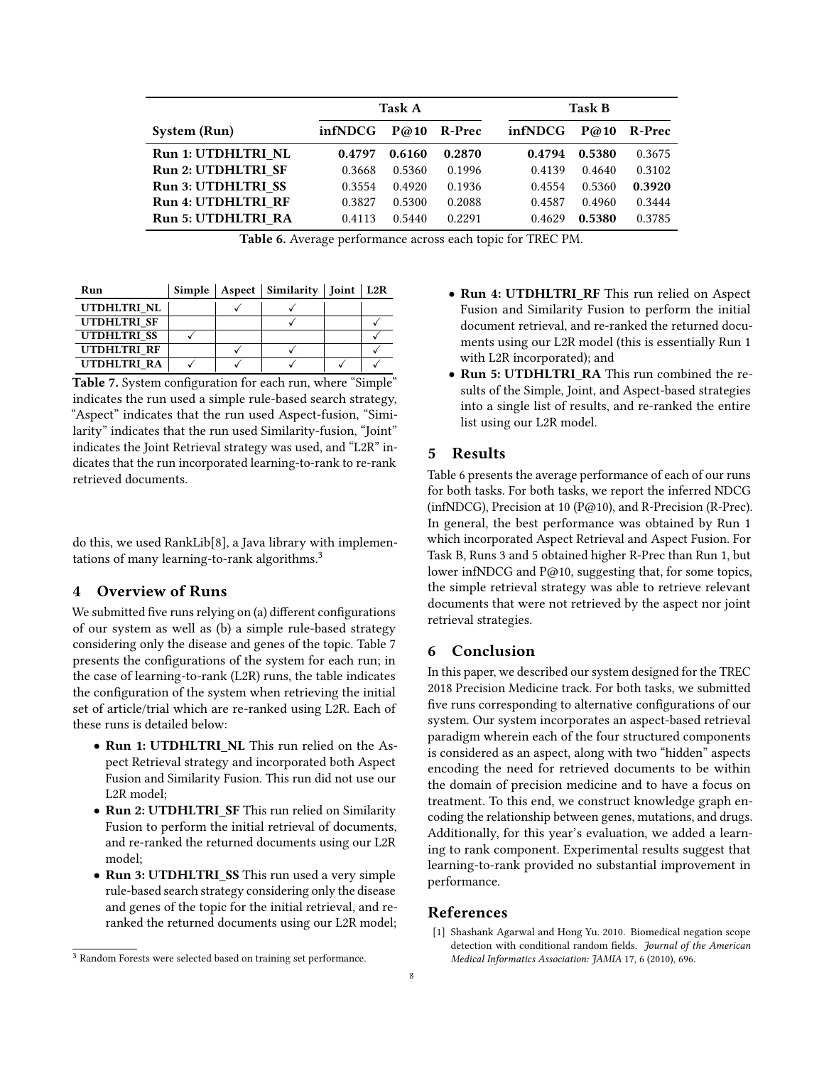| System (Run) | Task A | | | Task B | | |
|---|---|---|---|---|---|---|
| | infNDCG | P@10 | R-Prec | infNDCG | P@10 | R-Prec |
| **Run 1: UTDHLTRI_NL** | **0.4797** | **0.6160** | **0.2870** | **0.4794** | **0.5380** | 0.3675 |
| **Run 2: UTDHLTRI_SF** | 0.3668 | 0.5360 | 0.1996 | 0.4139 | 0.4640 | 0.3102 |
| **Run 3: UTDHLTRI_SS** | 0.3554 | 0.4920 | 0.1936 | 0.4554 | 0.5360 | **0.3920** |
| **Run 4: UTDHLTRI_RF** | 0.3827 | 0.5300 | 0.2088 | 0.4587 | 0.4960 | 0.3444 |
| **Run 5: UTDHLTRI_RA** | 0.4113 | 0.5440 | 0.2291 | 0.4629 | **0.5380** | 0.3785 |

**Table 6.** Average performance across each topic for TREC PM.

| Run | Simple | Aspect | Similarity | Joint | L2R |
|---|---|---|---|---|---|
| UTDHLTRI_NL | | ✓ | ✓ | | |
| UTDHLTRI_SF | | | ✓ | | ✓ |
| UTDHLTRI_SS | ✓ | | | | ✓ |
| UTDHLTRI_RF | | ✓ | ✓ | | ✓ |
| UTDHLTRI_RA | ✓ | ✓ | ✓ | ✓ | ✓ |

**Table 7.** System configuration for each run, where "Simple" indicates the run used a simple rule-based search strategy, "Aspect" indicates that the run used Aspect-fusion, "Similarity" indicates that the run used Similarity-fusion, "Joint" indicates the Joint Retrieval strategy was used, and "L2R" indicates that the run incorporated learning-to-rank to re-rank retrieved documents.

do this, we used RankLib[8], a Java library with implementations of many learning-to-rank algorithms.[3]

## 4 Overview of Runs

We submitted five runs relying on (a) different configurations of our system as well as (b) a simple rule-based strategy considering only the disease and genes of the topic. Table 7 presents the configurations of the system for each run; in the case of learning-to-rank (L2R) runs, the table indicates the configuration of the system when retrieving the initial set of article/trial which are re-ranked using L2R. Each of these runs is detailed below:

- **Run 1: UTDHLTRI_NL** This run relied on the Aspect Retrieval strategy and incorporated both Aspect Fusion and Similarity Fusion. This run did not use our L2R model;
- **Run 2: UTDHLTRI_SF** This run relied on Similarity Fusion to perform the initial retrieval of documents, and re-ranked the returned documents using our L2R model;
- **Run 3: UTDHLTRI_SS** This run used a very simple rule-based search strategy considering only the disease and genes of the topic for the initial retrieval, and re-ranked the returned documents using our L2R model;
- **Run 4: UTDHLTRI_RF** This run relied on Aspect Fusion and Similarity Fusion to perform the initial document retrieval, and re-ranked the returned documents using our L2R model (this is essentially Run 1 with L2R incorporated); and
- **Run 5: UTDHLTRI_RA** This run combined the results of the Simple, Joint, and Aspect-based strategies into a single list of results, and re-ranked the entire list using our L2R model.

[3] Random Forests were selected based on training set performance.

## 5 Results

Table 6 presents the average performance of each of our runs for both tasks. For both tasks, we report the inferred NDCG (infNDCG), Precision at 10 (P@10), and R-Precision (R-Prec). In general, the best performance was obtained by Run 1 which incorporated Aspect Retrieval and Aspect Fusion. For Task B, Runs 3 and 5 obtained higher R-Prec than Run 1, but lower infNDCG and P@10, suggesting that, for some topics, the simple retrieval strategy was able to retrieve relevant documents that were not retrieved by the aspect nor joint retrieval strategies.

## 6 Conclusion

In this paper, we described our system designed for the TREC 2018 Precision Medicine track. For both tasks, we submitted five runs corresponding to alternative configurations of our system. Our system incorporates an aspect-based retrieval paradigm wherein each of the four structured components is considered as an aspect, along with two "hidden" aspects encoding the need for retrieved documents to be within the domain of precision medicine and to have a focus on treatment. To this end, we construct knowledge graph encoding the relationship between genes, mutations, and drugs. Additionally, for this year's evaluation, we added a learning to rank component. Experimental results suggest that learning-to-rank provided no substantial improvement in performance.

## References

[1] Shashank Agarwal and Hong Yu. 2010. Biomedical negation scope detection with conditional random fields. *Journal of the American Medical Informatics Association: JAMIA* 17, 6 (2010), 696.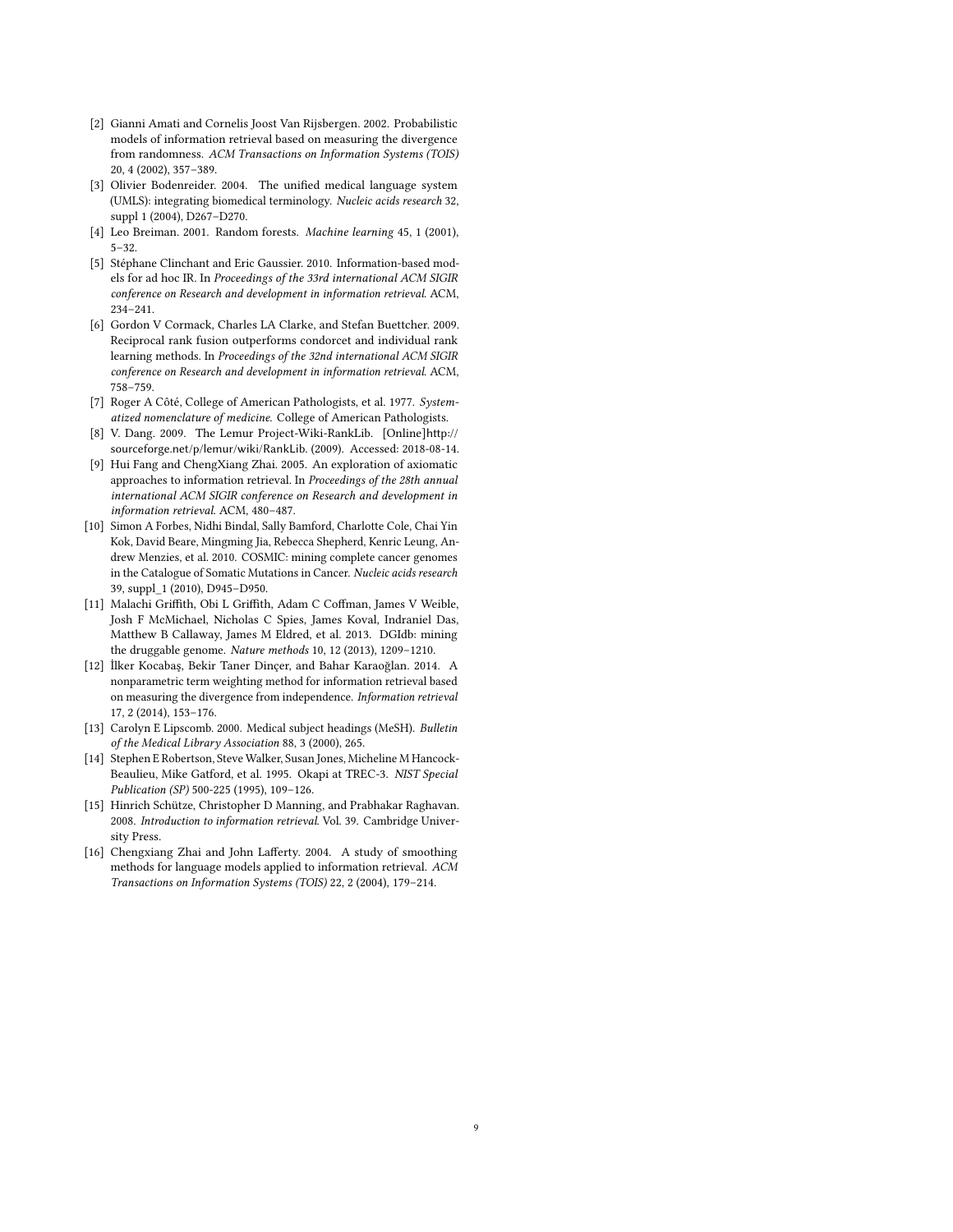- [2] Gianni Amati and Cornelis Joost Van Rijsbergen. 2002. Probabilistic models of information retrieval based on measuring the divergence from randomness. *ACM Transactions on Information Systems (TOIS)* 20, 4 (2002), 357–389.
- [3] Olivier Bodenreider. 2004. The unified medical language system (UMLS): integrating biomedical terminology. *Nucleic acids research* 32, suppl 1 (2004), D267–D270.
- [4] Leo Breiman. 2001. Random forests. *Machine learning* 45, 1 (2001), 5–32.
- [5] Stéphane Clinchant and Eric Gaussier. 2010. Information-based models for ad hoc IR. In *Proceedings of the 33rd international ACM SIGIR conference on Research and development in information retrieval*. ACM, 234–241.
- [6] Gordon V Cormack, Charles LA Clarke, and Stefan Buettcher. 2009. Reciprocal rank fusion outperforms condorcet and individual rank learning methods. In *Proceedings of the 32nd international ACM SIGIR conference on Research and development in information retrieval*. ACM, 758–759.
- [7] Roger A Côté, College of American Pathologists, et al. 1977. *Systematized nomenclature of medicine*. College of American Pathologists.
- [8] V. Dang. 2009. The Lemur Project-Wiki-RankLib. [Online]http://sourceforge.net/p/lemur/wiki/RankLib. (2009). Accessed: 2018-08-14.
- [9] Hui Fang and ChengXiang Zhai. 2005. An exploration of axiomatic approaches to information retrieval. In *Proceedings of the 28th annual international ACM SIGIR conference on Research and development in information retrieval*. ACM, 480–487.
- [10] Simon A Forbes, Nidhi Bindal, Sally Bamford, Charlotte Cole, Chai Yin Kok, David Beare, Mingming Jia, Rebecca Shepherd, Kenric Leung, Andrew Menzies, et al. 2010. COSMIC: mining complete cancer genomes in the Catalogue of Somatic Mutations in Cancer. *Nucleic acids research* 39, suppl_1 (2010), D945–D950.
- [11] Malachi Griffith, Obi L Griffith, Adam C Coffman, James V Weible, Josh F McMichael, Nicholas C Spies, James Koval, Indraniel Das, Matthew B Callaway, James M Eldred, et al. 2013. DGIdb: mining the druggable genome. *Nature methods* 10, 12 (2013), 1209–1210.
- [12] İlker Kocabaş, Bekir Taner Dinçer, and Bahar Karaoğlan. 2014. A nonparametric term weighting method for information retrieval based on measuring the divergence from independence. *Information retrieval* 17, 2 (2014), 153–176.
- [13] Carolyn E Lipscomb. 2000. Medical subject headings (MeSH). *Bulletin of the Medical Library Association* 88, 3 (2000), 265.
- [14] Stephen E Robertson, Steve Walker, Susan Jones, Micheline M Hancock-Beaulieu, Mike Gatford, et al. 1995. Okapi at TREC-3. *NIST Special Publication (SP)* 500-225 (1995), 109–126.
- [15] Hinrich Schütze, Christopher D Manning, and Prabhakar Raghavan. 2008. *Introduction to information retrieval*. Vol. 39. Cambridge University Press.
- [16] Chengxiang Zhai and John Lafferty. 2004. A study of smoothing methods for language models applied to information retrieval. *ACM Transactions on Information Systems (TOIS)* 22, 2 (2004), 179–214.